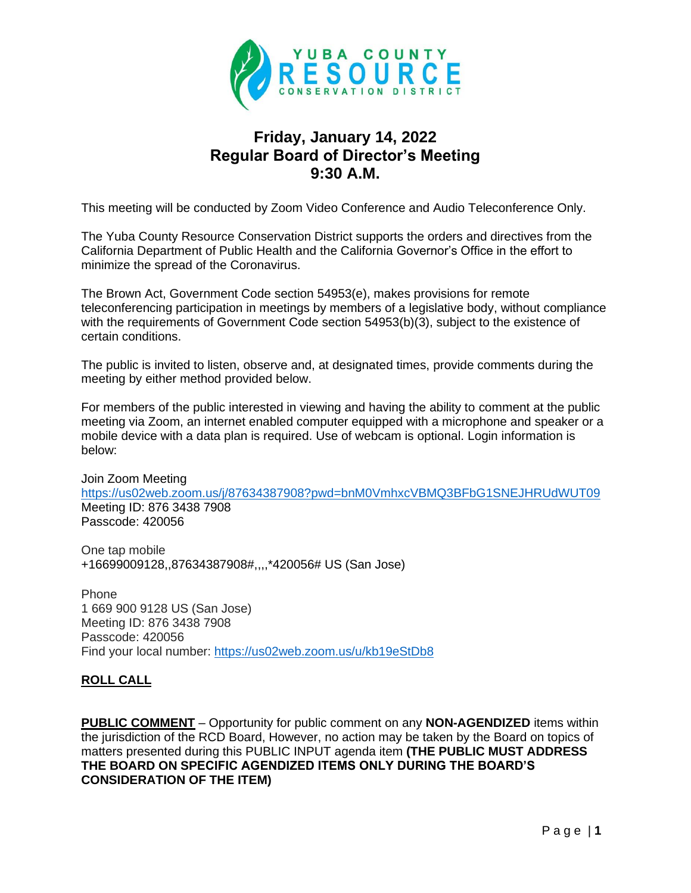YUBA COUNTY
RESOURCE
CONSERVATION DISTRICT

# Friday, January 14, 2022
# Regular Board of Director's Meeting
# 9:30 A.M.

This meeting will be conducted by Zoom Video Conference and Audio Teleconference Only.

The Yuba County Resource Conservation District supports the orders and directives from the California Department of Public Health and the California Governor's Office in the effort to minimize the spread of the Coronavirus.

The Brown Act, Government Code section 54953(e), makes provisions for remote teleconferencing participation in meetings by members of a legislative body, without compliance with the requirements of Government Code section 54953(b)(3), subject to the existence of certain conditions.

The public is invited to listen, observe and, at designated times, provide comments during the meeting by either method provided below.

For members of the public interested in viewing and having the ability to comment at the public meeting via Zoom, an internet enabled computer equipped with a microphone and speaker or a mobile device with a data plan is required. Use of webcam is optional. Login information is below:

Join Zoom Meeting
https://us02web.zoom.us/j/87634387908?pwd=bnM0VmhxcVBMQ3BFbG1SNEJHRUdWUT09
Meeting ID: 876 3438 7908
Passcode: 420056

One tap mobile
+16699009128,,87634387908#,,,,*420056# US (San Jose)

Phone
1 669 900 9128 US (San Jose)
Meeting ID: 876 3438 7908
Passcode: 420056
Find your local number: https://us02web.zoom.us/u/kb19eStDb8

**ROLL CALL**

**PUBLIC COMMENT** – Opportunity for public comment on any **NON-AGENDIZED** items within the jurisdiction of the RCD Board, However, no action may be taken by the Board on topics of matters presented during this PUBLIC INPUT agenda item **(THE PUBLIC MUST ADDRESS THE BOARD ON SPECIFIC AGENDIZED ITEMS ONLY DURING THE BOARD'S CONSIDERATION OF THE ITEM)**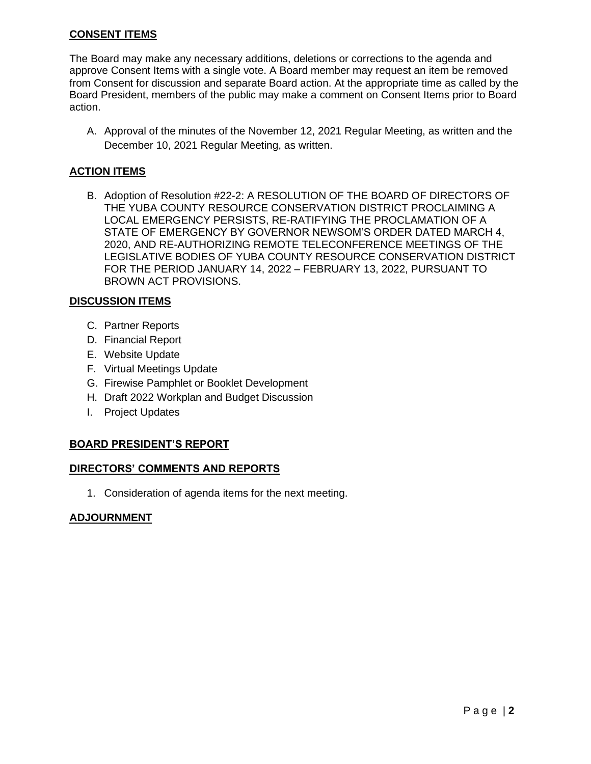## CONSENT ITEMS

The Board may make any necessary additions, deletions or corrections to the agenda and approve Consent Items with a single vote. A Board member may request an item be removed from Consent for discussion and separate Board action. At the appropriate time as called by the Board President, members of the public may make a comment on Consent Items prior to Board action.

A. Approval of the minutes of the November 12, 2021 Regular Meeting, as written and the December 10, 2021 Regular Meeting, as written.

## ACTION ITEMS

B. Adoption of Resolution #22-2: A RESOLUTION OF THE BOARD OF DIRECTORS OF THE YUBA COUNTY RESOURCE CONSERVATION DISTRICT PROCLAIMING A LOCAL EMERGENCY PERSISTS, RE-RATIFYING THE PROCLAMATION OF A STATE OF EMERGENCY BY GOVERNOR NEWSOM'S ORDER DATED MARCH 4, 2020, AND RE-AUTHORIZING REMOTE TELECONFERENCE MEETINGS OF THE LEGISLATIVE BODIES OF YUBA COUNTY RESOURCE CONSERVATION DISTRICT FOR THE PERIOD JANUARY 14, 2022 – FEBRUARY 13, 2022, PURSUANT TO BROWN ACT PROVISIONS.

## DISCUSSION ITEMS

C. Partner Reports
D. Financial Report
E. Website Update
F. Virtual Meetings Update
G. Firewise Pamphlet or Booklet Development
H. Draft 2022 Workplan and Budget Discussion
I. Project Updates

## BOARD PRESIDENT'S REPORT

## DIRECTORS' COMMENTS AND REPORTS

1. Consideration of agenda items for the next meeting.

## ADJOURNMENT